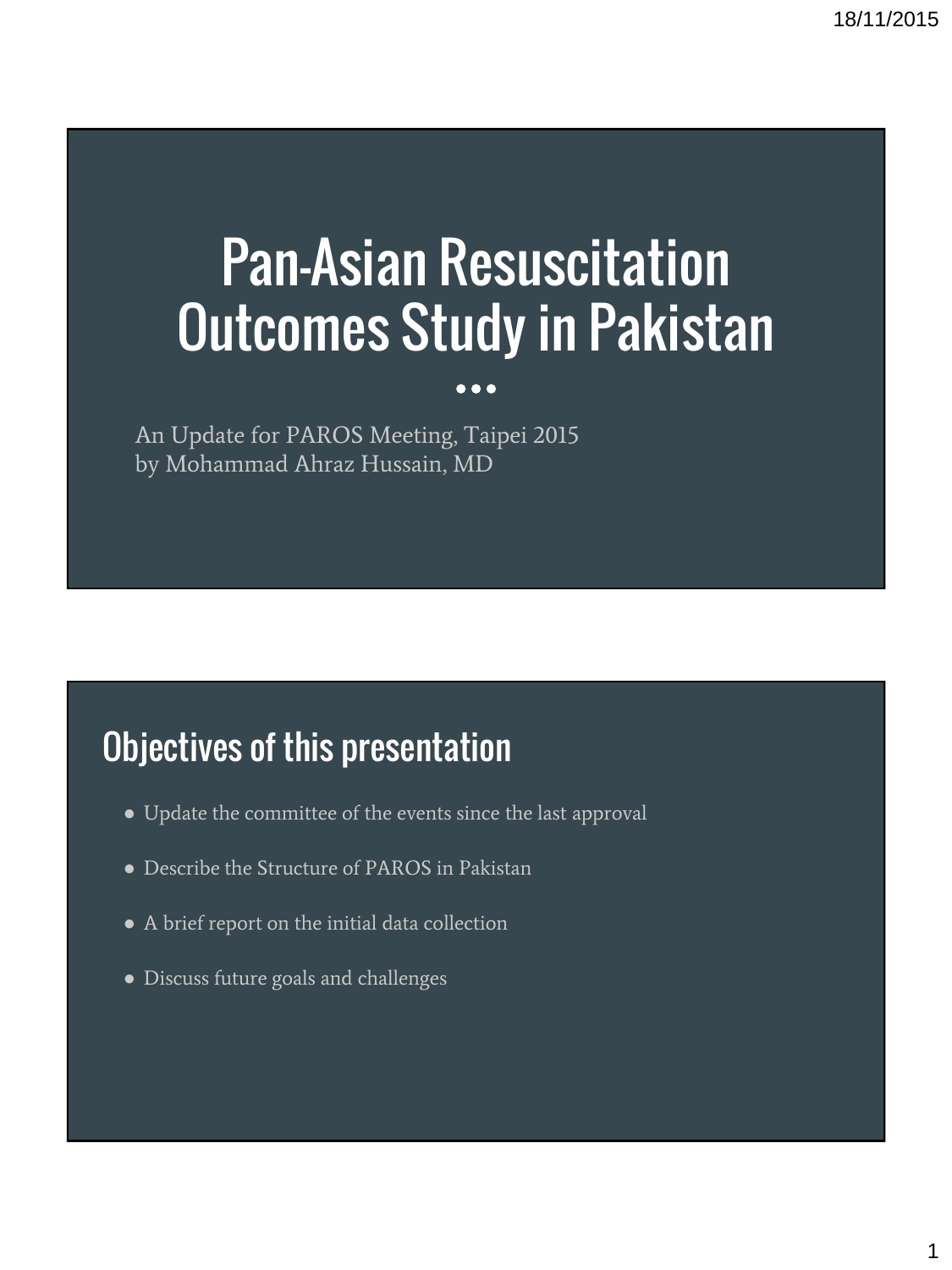# Pan-Asian Resuscitation Outcomes Study in Pakistan

An Update for PAROS Meeting, Taipei 2015
by Mohammad Ahraz Hussain, MD

## Objectives of this presentation

- Update the committee of the events since the last approval
- Describe the Structure of PAROS in Pakistan
- A brief report on the initial data collection
- Discuss future goals and challenges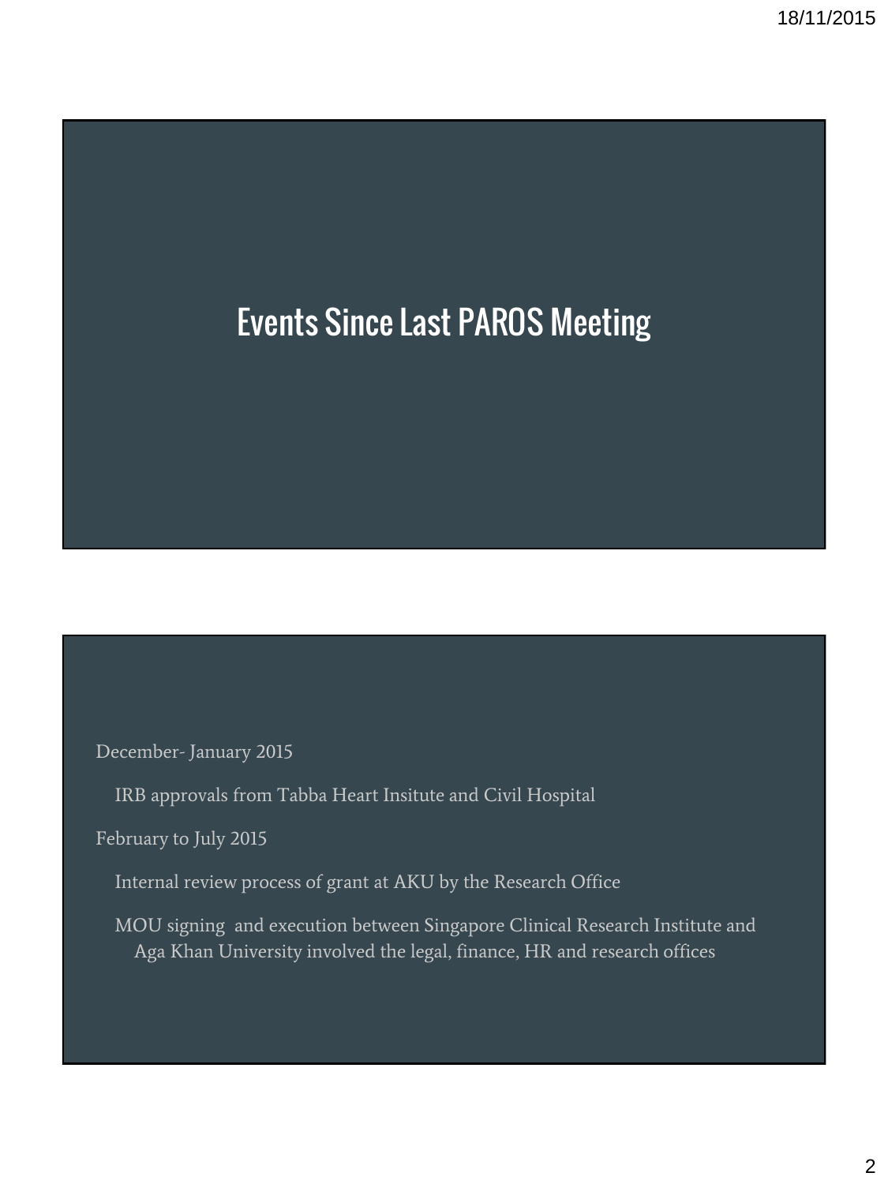# Events Since Last PAROS Meeting

December- January 2015

- IRB approvals from Tabba Heart Insitute and Civil Hospital

February to July 2015

- Internal review process of grant at AKU by the Research Office
- MOU signing and execution between Singapore Clinical Research Institute and Aga Khan University involved the legal, finance, HR and research offices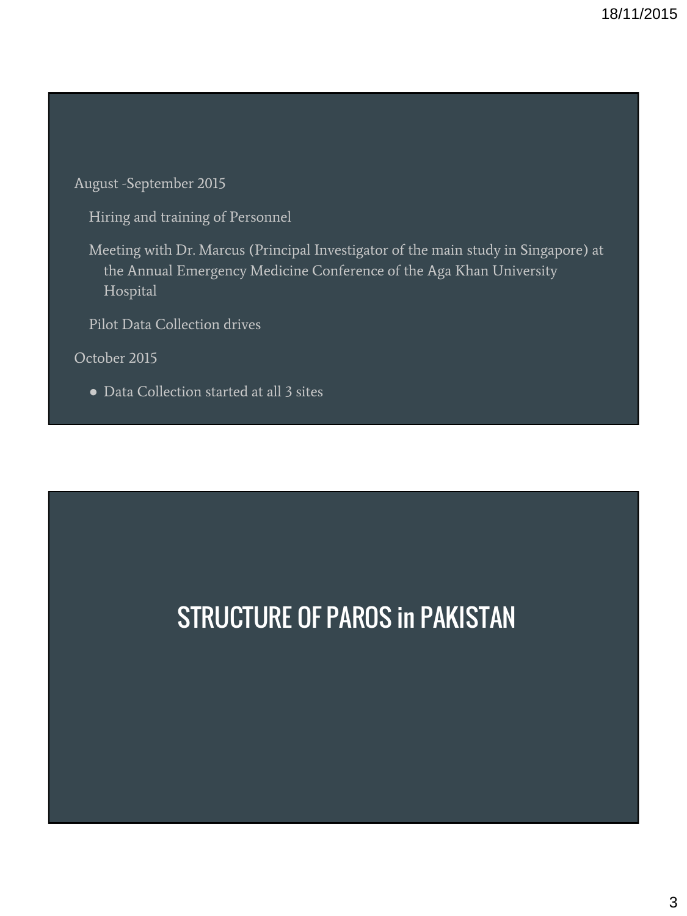August -September 2015

- Hiring and training of Personnel
- Meeting with Dr. Marcus (Principal Investigator of the main study in Singapore) at the Annual Emergency Medicine Conference of the Aga Khan University Hospital
- Pilot Data Collection drives

October 2015

- Data Collection started at all 3 sites

# STRUCTURE OF PAROS in PAKISTAN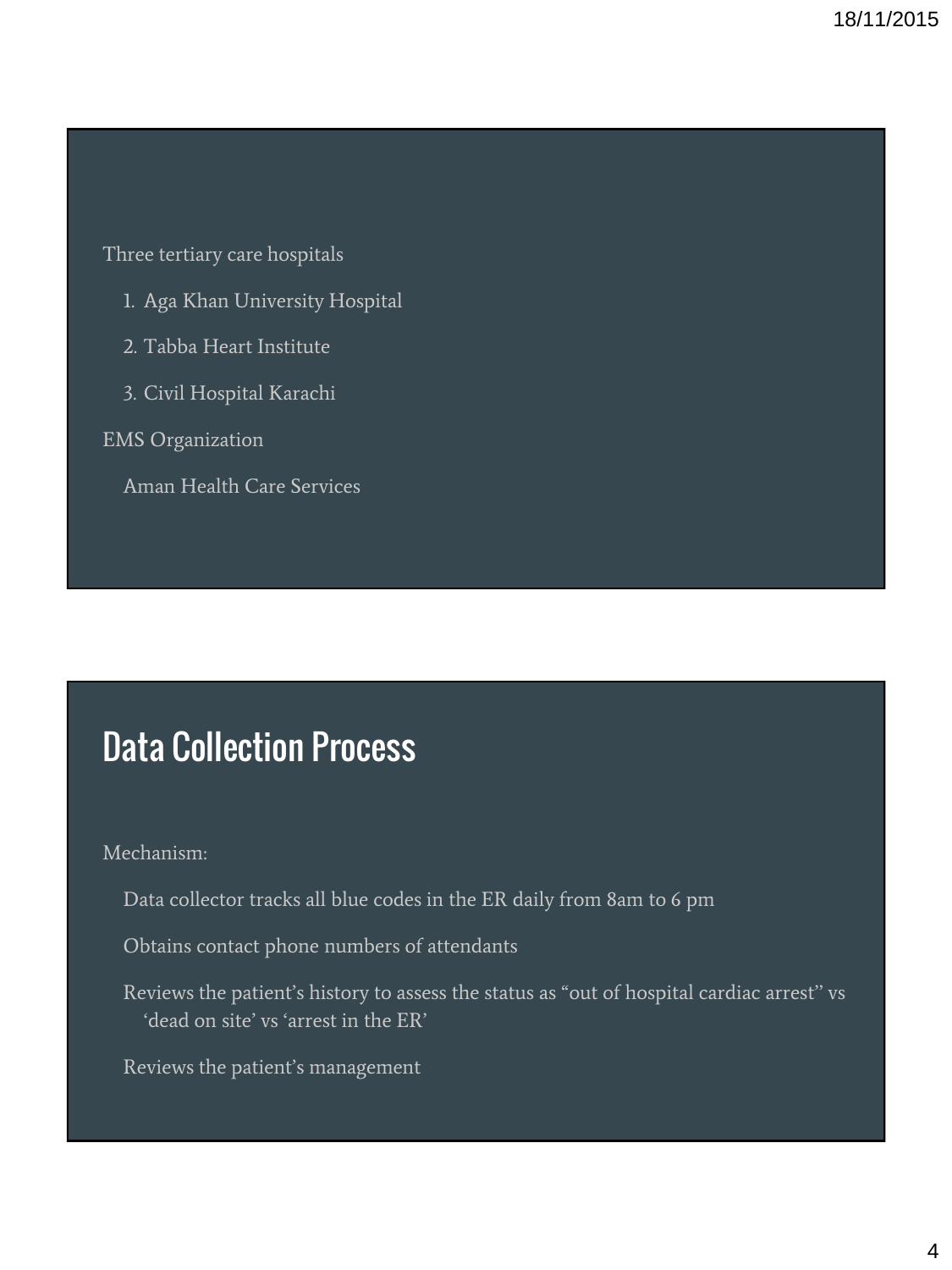Three tertiary care hospitals

1. Aga Khan University Hospital
2. Tabba Heart Institute
3. Civil Hospital Karachi

EMS Organization

Aman Health Care Services

## Data Collection Process

Mechanism:

- Data collector tracks all blue codes in the ER daily from 8am to 6 pm
- Obtains contact phone numbers of attendants
- Reviews the patient's history to assess the status as "out of hospital cardiac arrest" vs 'dead on site' vs 'arrest in the ER'
- Reviews the patient's management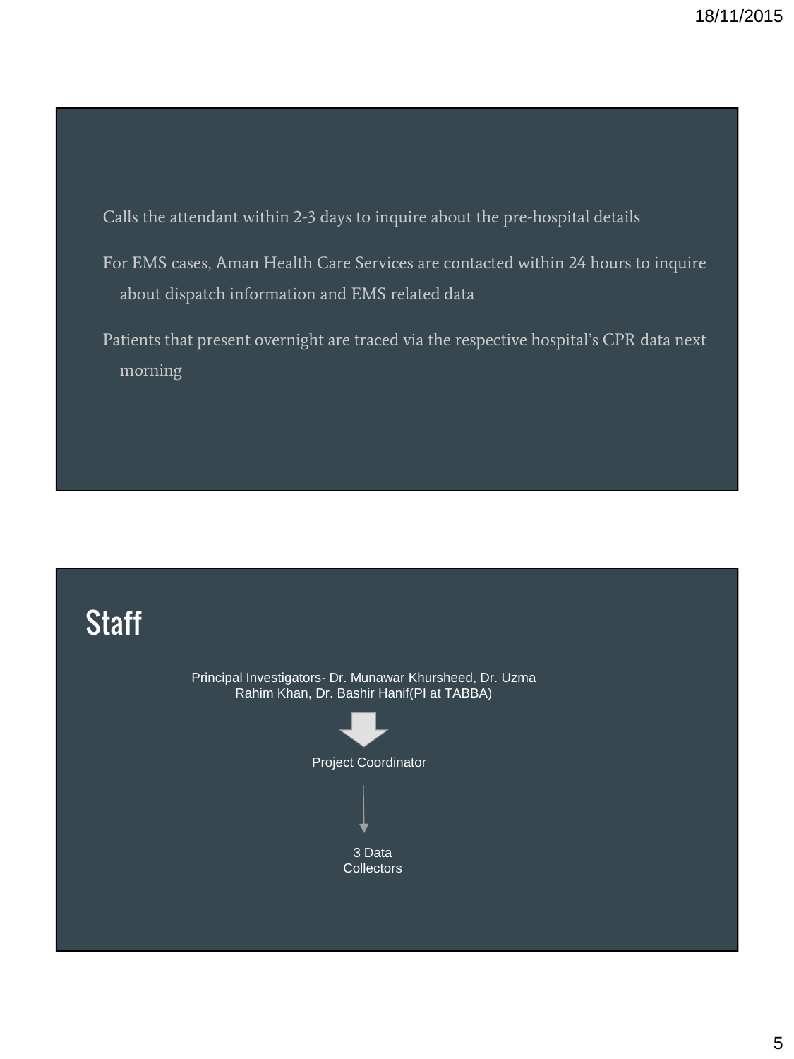Calls the attendant within 2-3 days to inquire about the pre-hospital details

For EMS cases, Aman Health Care Services are contacted within 24 hours to inquire about dispatch information and EMS related data

Patients that present overnight are traced via the respective hospital's CPR data next morning

## Staff

Principal Investigators- Dr. Munawar Khursheed, Dr. Uzma Rahim Khan, Dr. Bashir Hanif(PI at TABBA)

Project Coordinator

3 Data Collectors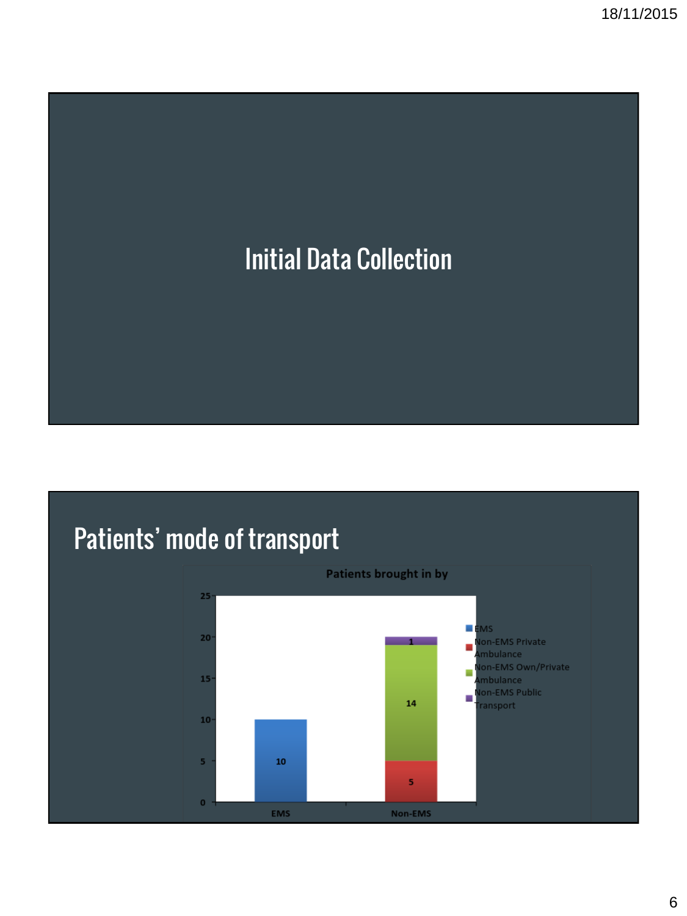# Initial Data Collection

## Patients' mode of transport

**Patients brought in by**

| | EMS | Non-EMS Private Ambulance | Non-EMS Own/Private Ambulance | Non-EMS Public Transport |
|---|---|---|---|---|
| EMS | 10 | | | |
| Non-EMS | | 5 | 14 | 1 |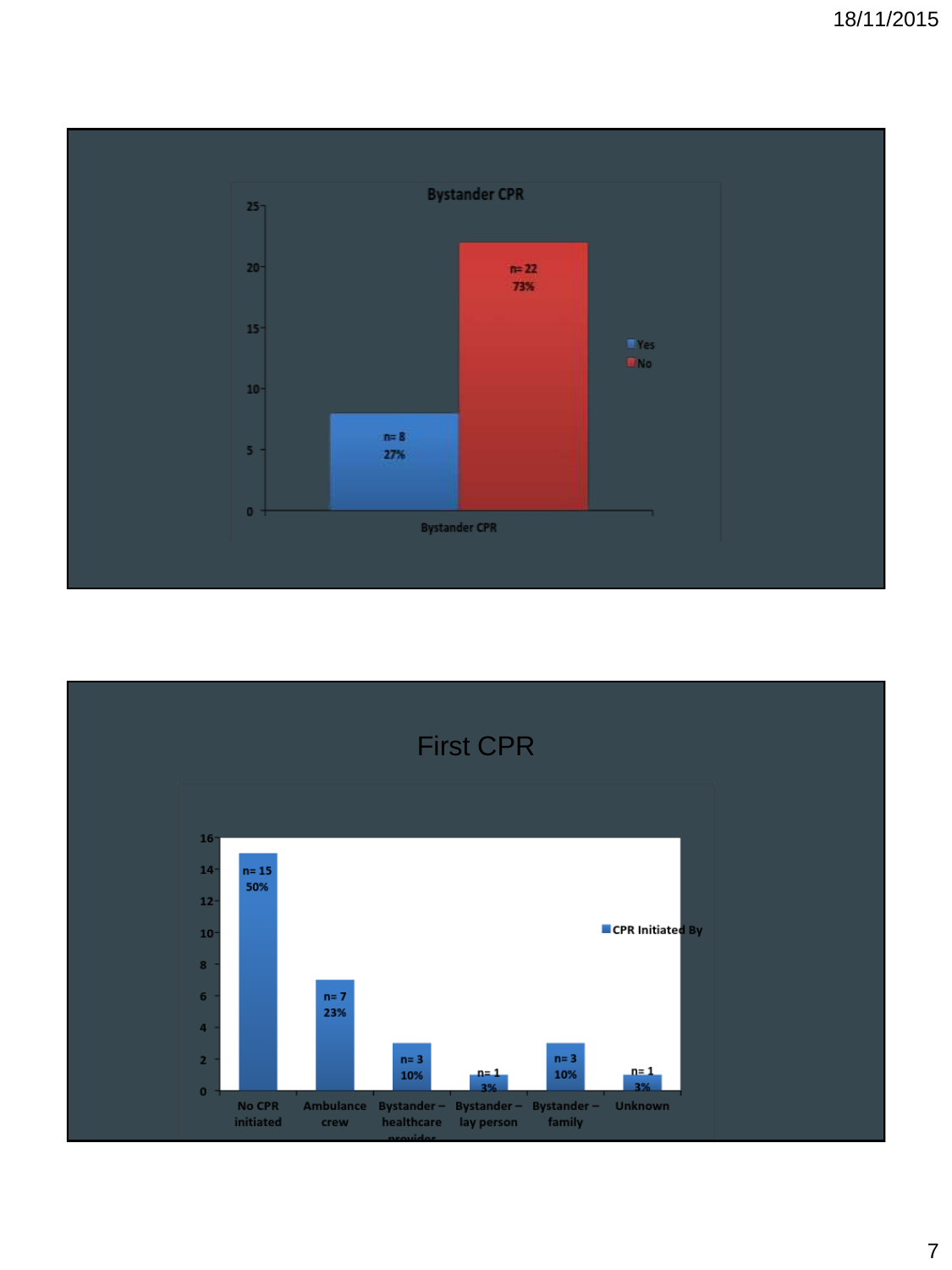## Bystander CPR

| Bystander CPR | n | % |
|---|---|---|
| Yes | 8 | 27% |
| No | 22 | 73% |

# First CPR

| CPR Initiated By | n | % |
|---|---|---|
| No CPR initiated | 15 | 50% |
| Ambulance crew | 7 | 23% |
| Bystander – healthcare provider | 3 | 10% |
| Bystander – lay person | 1 | 3% |
| Bystander – family | 3 | 10% |
| Unknown | 1 | 3% |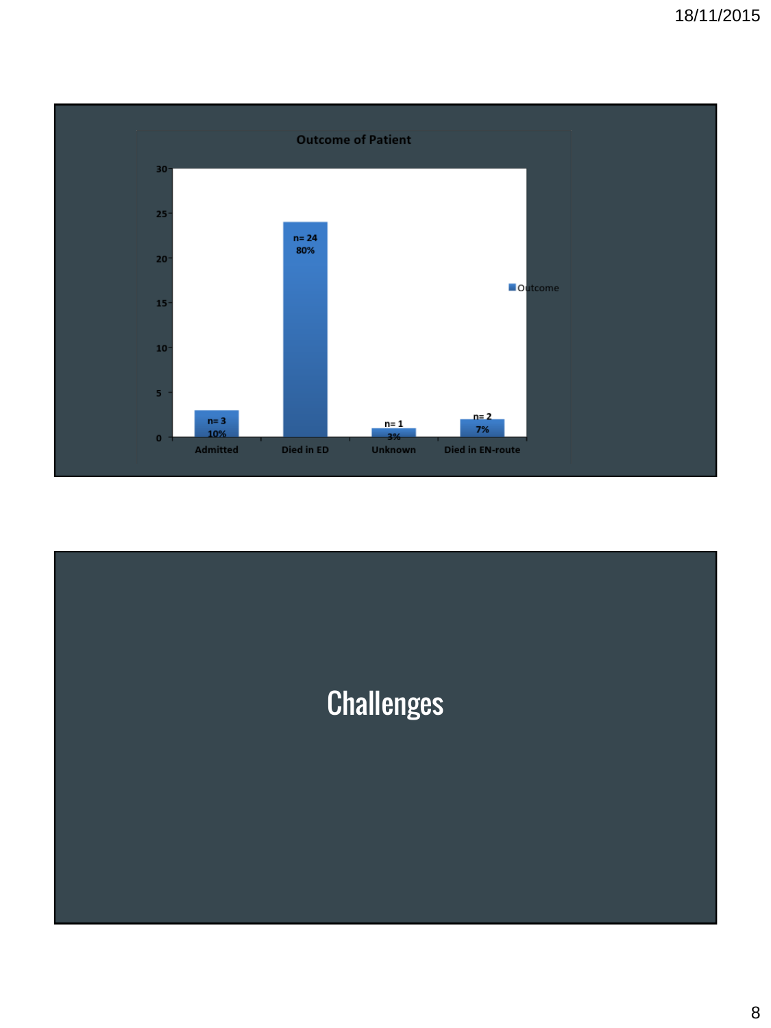**Outcome of Patient**

| Outcome | n | % |
|---|---|---|
| Admitted | 3 | 10% |
| Died in ED | 24 | 80% |
| Unknown | 1 | 3% |
| Died in EN-route | 2 | 7% |

# Challenges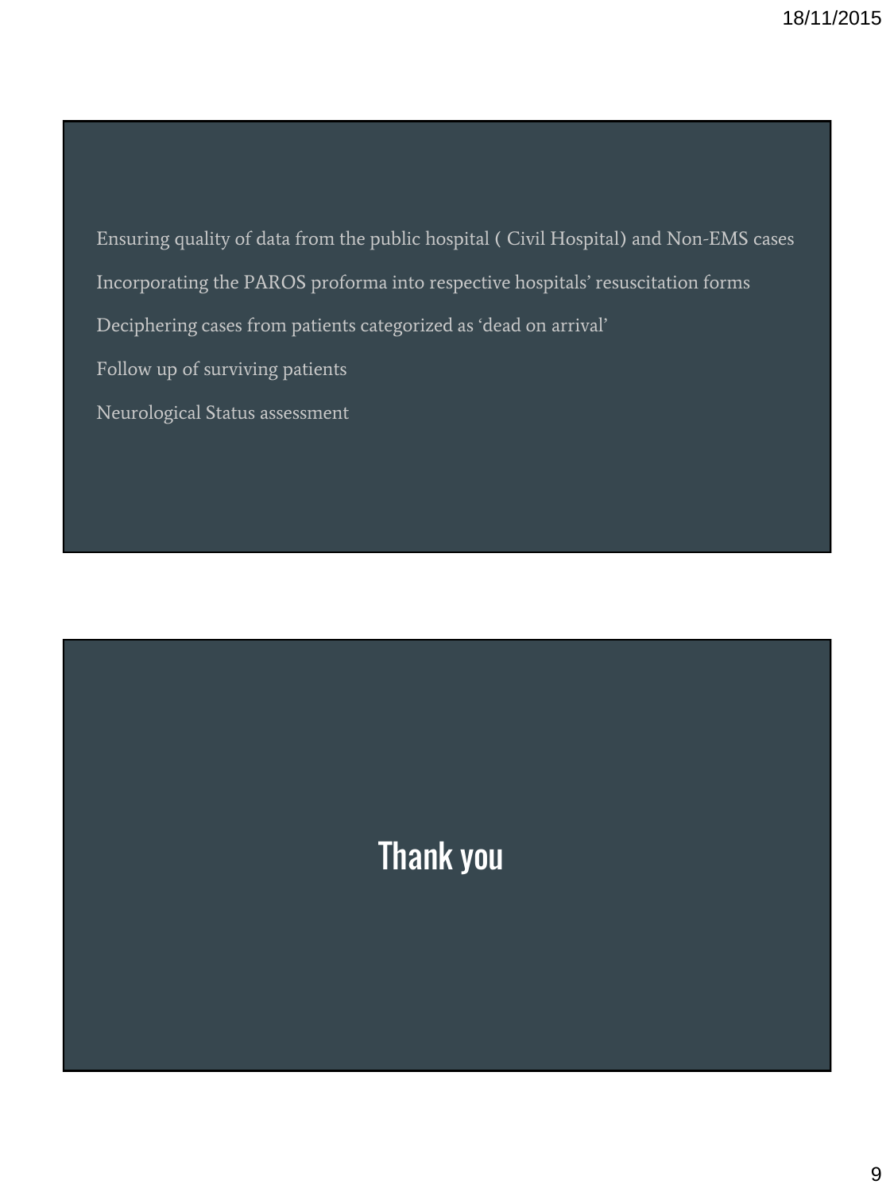Ensuring quality of data from the public hospital ( Civil Hospital) and Non-EMS cases

Incorporating the PAROS proforma into respective hospitals' resuscitation forms

Deciphering cases from patients categorized as 'dead on arrival'

Follow up of surviving patients

Neurological Status assessment

# Thank you